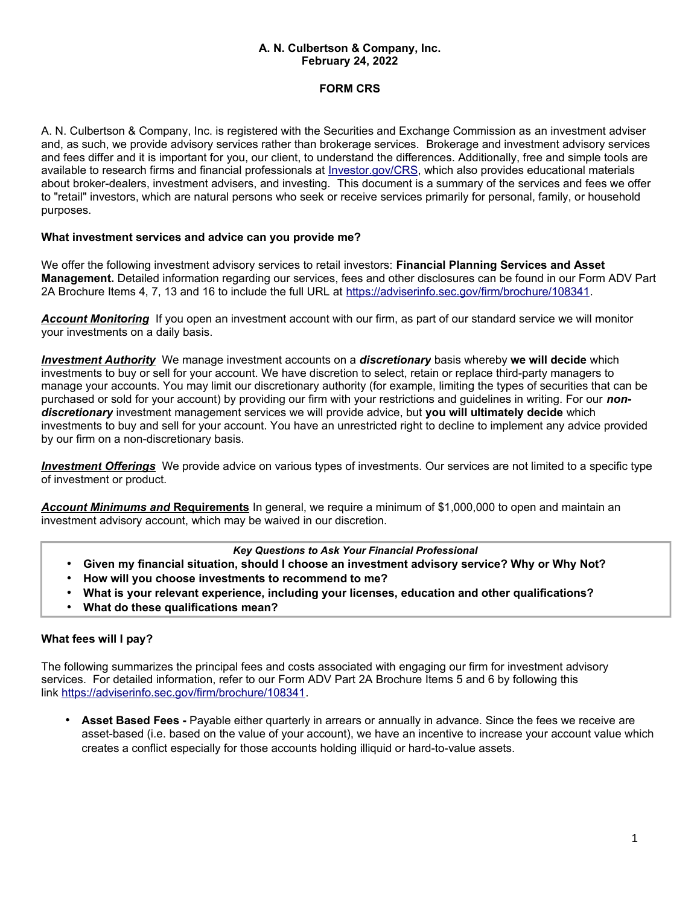**A. N. Culbertson & Company, Inc.**
**February 24, 2022**

# FORM CRS

A. N. Culbertson & Company, Inc. is registered with the Securities and Exchange Commission as an investment adviser and, as such, we provide advisory services rather than brokerage services. Brokerage and investment advisory services and fees differ and it is important for you, our client, to understand the differences. Additionally, free and simple tools are available to research firms and financial professionals at [Investor.gov/CRS](Investor.gov/CRS), which also provides educational materials about broker-dealers, investment advisers, and investing. This document is a summary of the services and fees we offer to "retail" investors, which are natural persons who seek or receive services primarily for personal, family, or household purposes.

## What investment services and advice can you provide me?

We offer the following investment advisory services to retail investors: **Financial Planning Services and Asset Management.** Detailed information regarding our services, fees and other disclosures can be found in our Form ADV Part 2A Brochure Items 4, 7, 13 and 16 to include the full URL at [https://adviserinfo.sec.gov/firm/brochure/108341](https://adviserinfo.sec.gov/firm/brochure/108341).

***Account Monitoring*** If you open an investment account with our firm, as part of our standard service we will monitor your investments on a daily basis.

***Investment Authority*** We manage investment accounts on a ***discretionary*** basis whereby **we will decide** which investments to buy or sell for your account. We have discretion to select, retain or replace third-party managers to manage your accounts. You may limit our discretionary authority (for example, limiting the types of securities that can be purchased or sold for your account) by providing our firm with your restrictions and guidelines in writing. For our ***non-discretionary*** investment management services we will provide advice, but **you will ultimately decide** which investments to buy and sell for your account. You have an unrestricted right to decline to implement any advice provided by our firm on a non-discretionary basis.

***Investment Offerings*** We provide advice on various types of investments. Our services are not limited to a specific type of investment or product.

***Account Minimums and* Requirements** In general, we require a minimum of $1,000,000 to open and maintain an investment advisory account, which may be waived in our discretion.

***Key Questions to Ask Your Financial Professional***

- **Given my financial situation, should I choose an investment advisory service? Why or Why Not?**
- **How will you choose investments to recommend to me?**
- **What is your relevant experience, including your licenses, education and other qualifications?**
- **What do these qualifications mean?**

## What fees will I pay?

The following summarizes the principal fees and costs associated with engaging our firm for investment advisory services. For detailed information, refer to our Form ADV Part 2A Brochure Items 5 and 6 by following this link [https://adviserinfo.sec.gov/firm/brochure/108341](https://adviserinfo.sec.gov/firm/brochure/108341).

- **Asset Based Fees -** Payable either quarterly in arrears or annually in advance. Since the fees we receive are asset-based (i.e. based on the value of your account), we have an incentive to increase your account value which creates a conflict especially for those accounts holding illiquid or hard-to-value assets.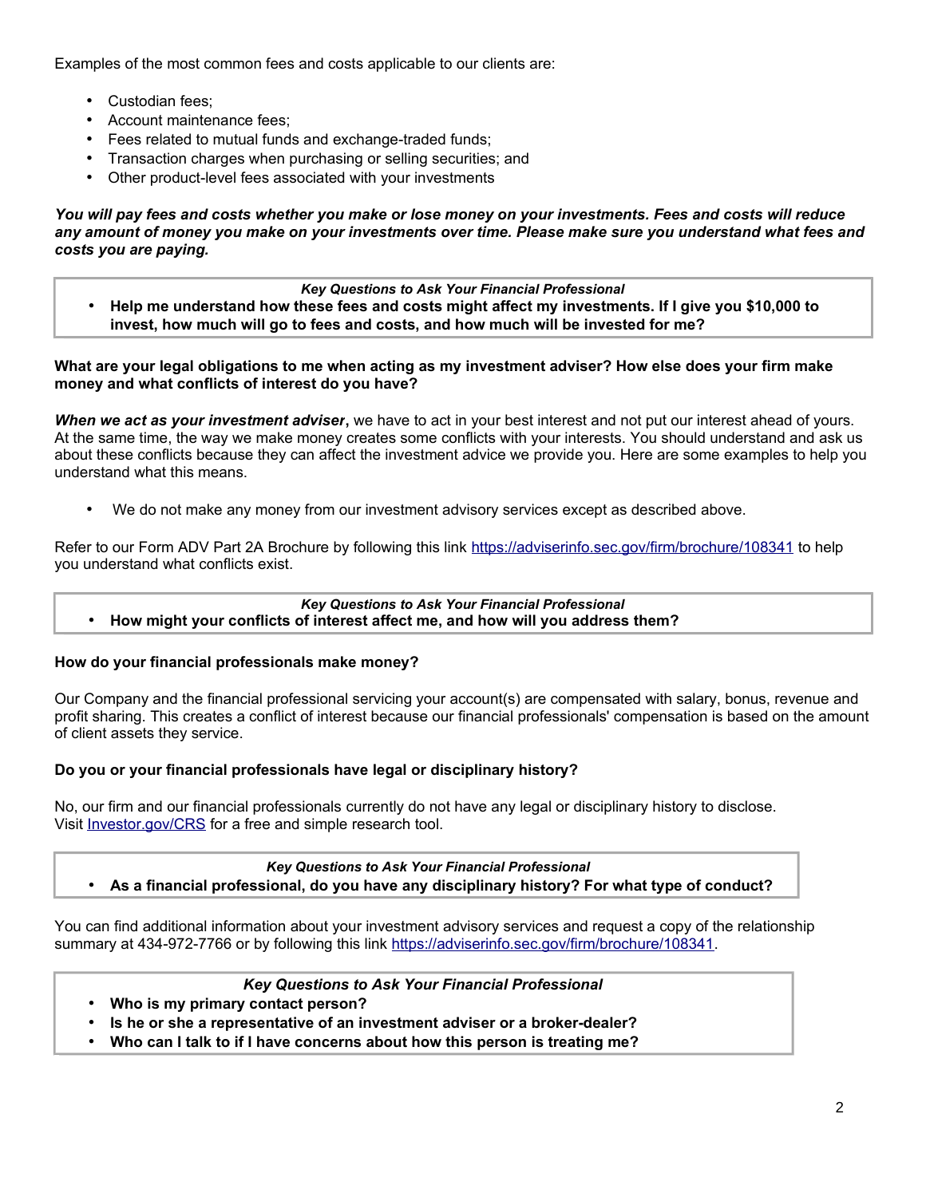Examples of the most common fees and costs applicable to our clients are:

- Custodian fees;
- Account maintenance fees;
- Fees related to mutual funds and exchange-traded funds;
- Transaction charges when purchasing or selling securities; and
- Other product-level fees associated with your investments

***You will pay fees and costs whether you make or lose money on your investments. Fees and costs will reduce any amount of money you make on your investments over time. Please make sure you understand what fees and costs you are paying.***

> *Key Questions to Ask Your Financial Professional*
>
> - **Help me understand how these fees and costs might affect my investments. If I give you $10,000 to invest, how much will go to fees and costs, and how much will be invested for me?**

**What are your legal obligations to me when acting as my investment adviser? How else does your firm make money and what conflicts of interest do you have?**

***When we act as your investment adviser*,** we have to act in your best interest and not put our interest ahead of yours. At the same time, the way we make money creates some conflicts with your interests. You should understand and ask us about these conflicts because they can affect the investment advice we provide you. Here are some examples to help you understand what this means.

- We do not make any money from our investment advisory services except as described above.

Refer to our Form ADV Part 2A Brochure by following this link https://adviserinfo.sec.gov/firm/brochure/108341 to help you understand what conflicts exist.

> *Key Questions to Ask Your Financial Professional*
>
> - **How might your conflicts of interest affect me, and how will you address them?**

**How do your financial professionals make money?**

Our Company and the financial professional servicing your account(s) are compensated with salary, bonus, revenue and profit sharing. This creates a conflict of interest because our financial professionals' compensation is based on the amount of client assets they service.

**Do you or your financial professionals have legal or disciplinary history?**

No, our firm and our financial professionals currently do not have any legal or disciplinary history to disclose. Visit Investor.gov/CRS for a free and simple research tool.

> *Key Questions to Ask Your Financial Professional*
>
> - **As a financial professional, do you have any disciplinary history? For what type of conduct?**

You can find additional information about your investment advisory services and request a copy of the relationship summary at 434-972-7766 or by following this link https://adviserinfo.sec.gov/firm/brochure/108341.

> *Key Questions to Ask Your Financial Professional*
>
> - **Who is my primary contact person?**
> - **Is he or she a representative of an investment adviser or a broker-dealer?**
> - **Who can I talk to if I have concerns about how this person is treating me?**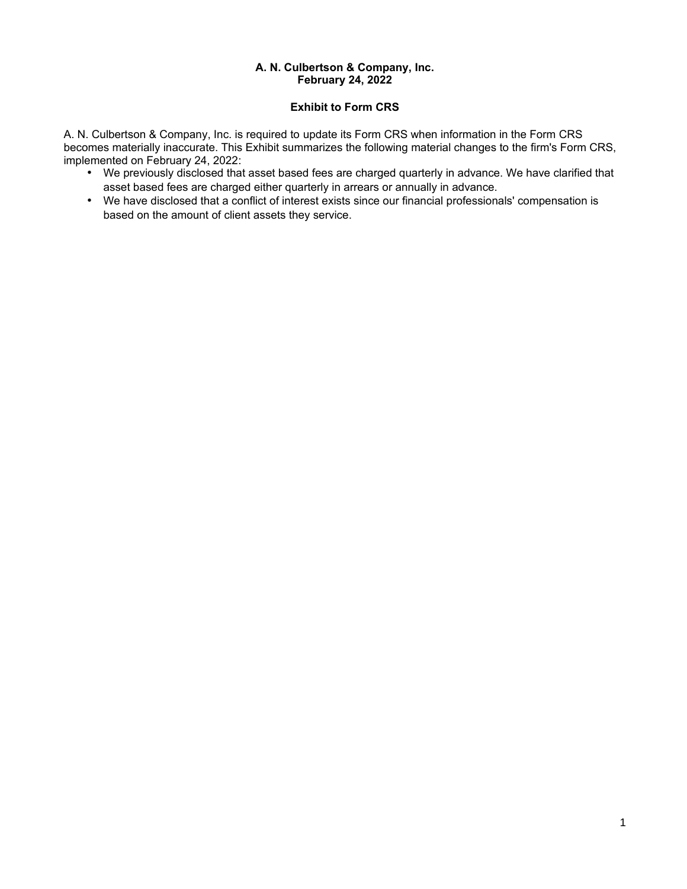**A. N. Culbertson & Company, Inc.**
**February 24, 2022**

**Exhibit to Form CRS**

A. N. Culbertson & Company, Inc. is required to update its Form CRS when information in the Form CRS becomes materially inaccurate. This Exhibit summarizes the following material changes to the firm's Form CRS, implemented on February 24, 2022:

- We previously disclosed that asset based fees are charged quarterly in advance. We have clarified that asset based fees are charged either quarterly in arrears or annually in advance.
- We have disclosed that a conflict of interest exists since our financial professionals' compensation is based on the amount of client assets they service.